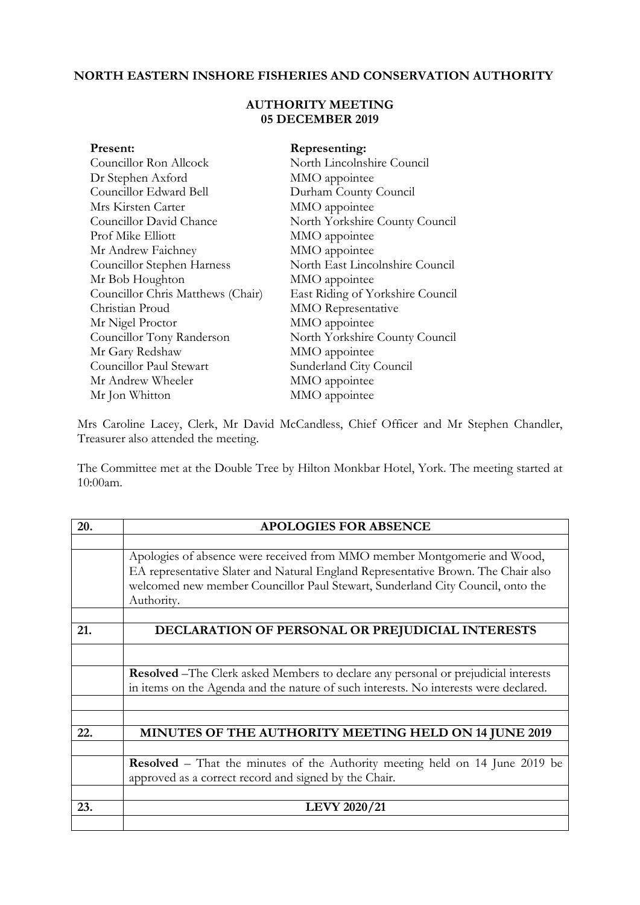# NORTH EASTERN INSHORE FISHERIES AND CONSERVATION AUTHORITY

## AUTHORITY MEETING
## 05 DECEMBER 2019

| Present: | Representing: |
|---|---|
| Councillor Ron Allcock | North Lincolnshire Council |
| Dr Stephen Axford | MMO appointee |
| Councillor Edward Bell | Durham County Council |
| Mrs Kirsten Carter | MMO appointee |
| Councillor David Chance | North Yorkshire County Council |
| Prof Mike Elliott | MMO appointee |
| Mr Andrew Faichney | MMO appointee |
| Councillor Stephen Harness | North East Lincolnshire Council |
| Mr Bob Houghton | MMO appointee |
| Councillor Chris Matthews (Chair) | East Riding of Yorkshire Council |
| Christian Proud | MMO Representative |
| Mr Nigel Proctor | MMO appointee |
| Councillor Tony Randerson | North Yorkshire County Council |
| Mr Gary Redshaw | MMO appointee |
| Councillor Paul Stewart | Sunderland City Council |
| Mr Andrew Wheeler | MMO appointee |
| Mr Jon Whitton | MMO appointee |

Mrs Caroline Lacey, Clerk, Mr David McCandless, Chief Officer and Mr Stephen Chandler, Treasurer also attended the meeting.

The Committee met at the Double Tree by Hilton Monkbar Hotel, York. The meeting started at 10:00am.

| 20. | APOLOGIES FOR ABSENCE |
|---|---|
| | |
| | Apologies of absence were received from MMO member Montgomerie and Wood, EA representative Slater and Natural England Representative Brown. The Chair also welcomed new member Councillor Paul Stewart, Sunderland City Council, onto the Authority. |
| | |
| 21. | DECLARATION OF PERSONAL OR PREJUDICIAL INTERESTS |
| | |
| | **Resolved** –The Clerk asked Members to declare any personal or prejudicial interests in items on the Agenda and the nature of such interests. No interests were declared. |
| | |
| | |
| 22. | MINUTES OF THE AUTHORITY MEETING HELD ON 14 JUNE 2019 |
| | |
| | **Resolved** – That the minutes of the Authority meeting held on 14 June 2019 be approved as a correct record and signed by the Chair. |
| | |
| 23. | LEVY 2020/21 |
| | |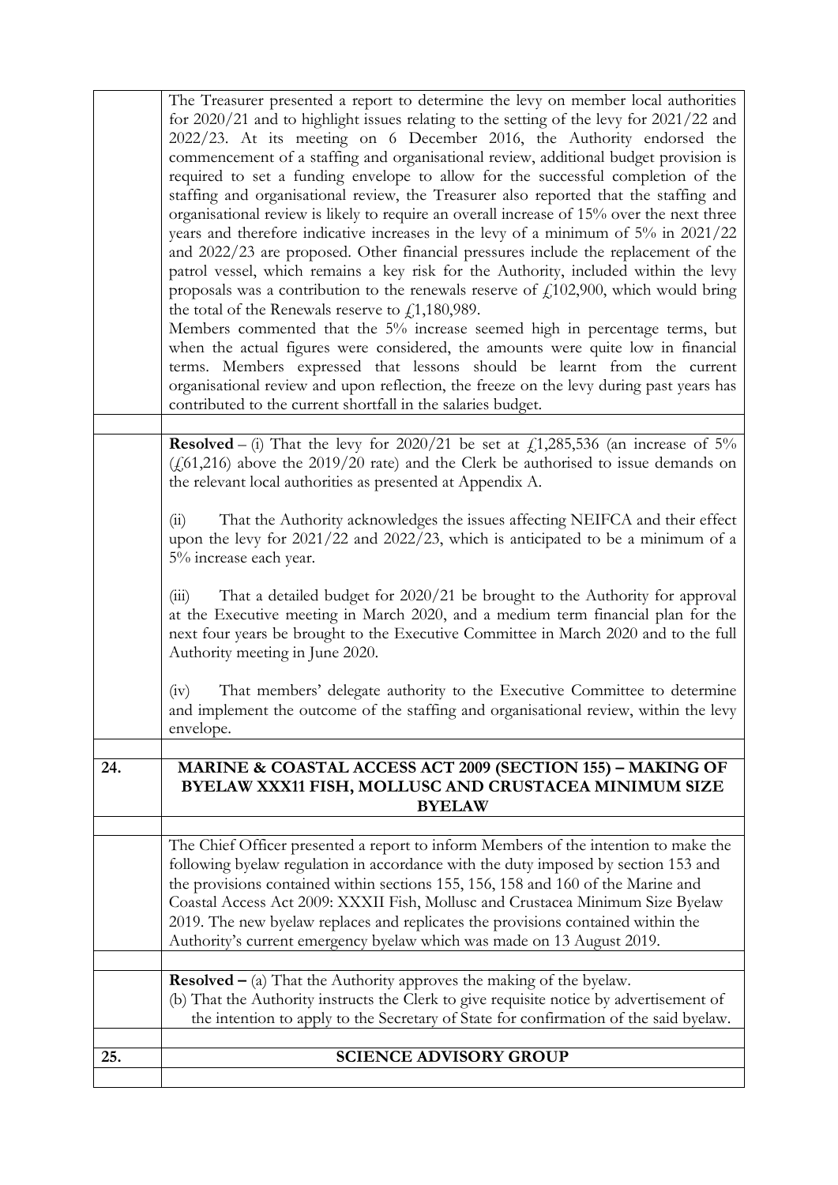| | |
|---|---|
| | The Treasurer presented a report to determine the levy on member local authorities for 2020/21 and to highlight issues relating to the setting of the levy for 2021/22 and 2022/23. At its meeting on 6 December 2016, the Authority endorsed the commencement of a staffing and organisational review, additional budget provision is required to set a funding envelope to allow for the successful completion of the staffing and organisational review, the Treasurer also reported that the staffing and organisational review is likely to require an overall increase of 15% over the next three years and therefore indicative increases in the levy of a minimum of 5% in 2021/22 and 2022/23 are proposed. Other financial pressures include the replacement of the patrol vessel, which remains a key risk for the Authority, included within the levy proposals was a contribution to the renewals reserve of £102,900, which would bring the total of the Renewals reserve to £1,180,989.<br>Members commented that the 5% increase seemed high in percentage terms, but when the actual figures were considered, the amounts were quite low in financial terms. Members expressed that lessons should be learnt from the current organisational review and upon reflection, the freeze on the levy during past years has contributed to the current shortfall in the salaries budget. |
| | |
| | **Resolved** – (i) That the levy for 2020/21 be set at £1,285,536 (an increase of 5% (£61,216) above the 2019/20 rate) and the Clerk be authorised to issue demands on the relevant local authorities as presented at Appendix A.<br><br>(ii) That the Authority acknowledges the issues affecting NEIFCA and their effect upon the levy for 2021/22 and 2022/23, which is anticipated to be a minimum of a 5% increase each year.<br><br>(iii) That a detailed budget for 2020/21 be brought to the Authority for approval at the Executive meeting in March 2020, and a medium term financial plan for the next four years be brought to the Executive Committee in March 2020 and to the full Authority meeting in June 2020.<br><br>(iv) That members' delegate authority to the Executive Committee to determine and implement the outcome of the staffing and organisational review, within the levy envelope. |
| | |
| **24.** | **MARINE & COASTAL ACCESS ACT 2009 (SECTION 155) – MAKING OF BYELAW XXX11 FISH, MOLLUSC AND CRUSTACEA MINIMUM SIZE BYELAW** |
| | |
| | The Chief Officer presented a report to inform Members of the intention to make the following byelaw regulation in accordance with the duty imposed by section 153 and the provisions contained within sections 155, 156, 158 and 160 of the Marine and Coastal Access Act 2009: XXXII Fish, Mollusc and Crustacea Minimum Size Byelaw 2019. The new byelaw replaces and replicates the provisions contained within the Authority's current emergency byelaw which was made on 13 August 2019. |
| | |
| | **Resolved –** (a) That the Authority approves the making of the byelaw.<br>(b) That the Authority instructs the Clerk to give requisite notice by advertisement of the intention to apply to the Secretary of State for confirmation of the said byelaw. |
| | |
| **25.** | **SCIENCE ADVISORY GROUP** |
| | |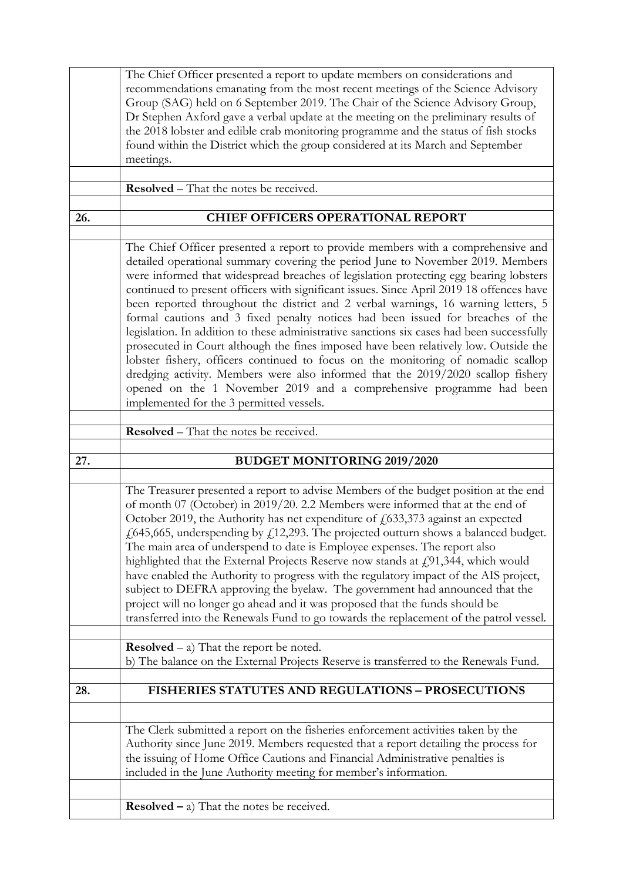The Chief Officer presented a report to update members on considerations and recommendations emanating from the most recent meetings of the Science Advisory Group (SAG) held on 6 September 2019. The Chair of the Science Advisory Group, Dr Stephen Axford gave a verbal update at the meeting on the preliminary results of the 2018 lobster and edible crab monitoring programme and the status of fish stocks found within the District which the group considered at its March and September meetings.

**Resolved** – That the notes be received.

## 26. CHIEF OFFICERS OPERATIONAL REPORT

The Chief Officer presented a report to provide members with a comprehensive and detailed operational summary covering the period June to November 2019. Members were informed that widespread breaches of legislation protecting egg bearing lobsters continued to present officers with significant issues. Since April 2019 18 offences have been reported throughout the district and 2 verbal warnings, 16 warning letters, 5 formal cautions and 3 fixed penalty notices had been issued for breaches of the legislation. In addition to these administrative sanctions six cases had been successfully prosecuted in Court although the fines imposed have been relatively low. Outside the lobster fishery, officers continued to focus on the monitoring of nomadic scallop dredging activity. Members were also informed that the 2019/2020 scallop fishery opened on the 1 November 2019 and a comprehensive programme had been implemented for the 3 permitted vessels.

**Resolved** – That the notes be received.

## 27. BUDGET MONITORING 2019/2020

The Treasurer presented a report to advise Members of the budget position at the end of month 07 (October) in 2019/20. 2.2 Members were informed that at the end of October 2019, the Authority has net expenditure of £633,373 against an expected £645,665, underspending by £12,293. The projected outturn shows a balanced budget. The main area of underspend to date is Employee expenses. The report also highlighted that the External Projects Reserve now stands at £91,344, which would have enabled the Authority to progress with the regulatory impact of the AIS project, subject to DEFRA approving the byelaw. The government had announced that the project will no longer go ahead and it was proposed that the funds should be transferred into the Renewals Fund to go towards the replacement of the patrol vessel.

**Resolved** – a) That the report be noted.
b) The balance on the External Projects Reserve is transferred to the Renewals Fund.

## 28. FISHERIES STATUTES AND REGULATIONS – PROSECUTIONS

The Clerk submitted a report on the fisheries enforcement activities taken by the Authority since June 2019. Members requested that a report detailing the process for the issuing of Home Office Cautions and Financial Administrative penalties is included in the June Authority meeting for member's information.

**Resolved –** a) That the notes be received.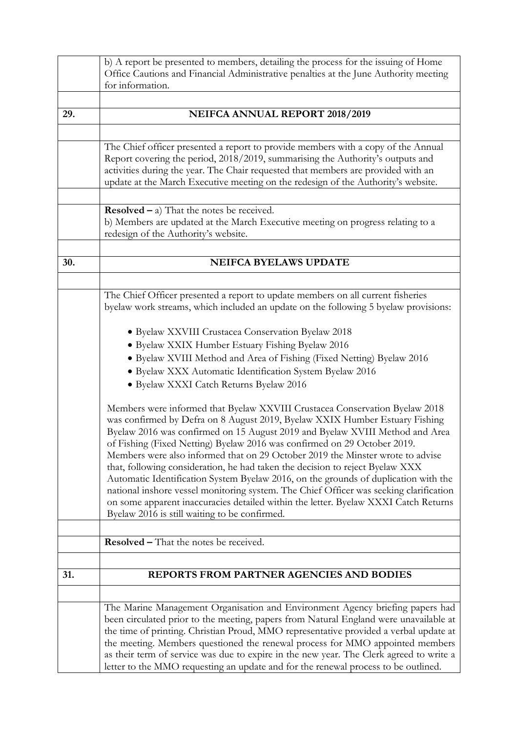b) A report be presented to members, detailing the process for the issuing of Home Office Cautions and Financial Administrative penalties at the June Authority meeting for information.

## 29. NEIFCA ANNUAL REPORT 2018/2019

The Chief officer presented a report to provide members with a copy of the Annual Report covering the period, 2018/2019, summarising the Authority's outputs and activities during the year. The Chair requested that members are provided with an update at the March Executive meeting on the redesign of the Authority's website.

**Resolved –** a) That the notes be received.
b) Members are updated at the March Executive meeting on progress relating to a redesign of the Authority's website.

## 30. NEIFCA BYELAWS UPDATE

The Chief Officer presented a report to update members on all current fisheries byelaw work streams, which included an update on the following 5 byelaw provisions:

- Byelaw XXVIII Crustacea Conservation Byelaw 2018
- Byelaw XXIX Humber Estuary Fishing Byelaw 2016
- Byelaw XVIII Method and Area of Fishing (Fixed Netting) Byelaw 2016
- Byelaw XXX Automatic Identification System Byelaw 2016
- Byelaw XXXI Catch Returns Byelaw 2016

Members were informed that Byelaw XXVIII Crustacea Conservation Byelaw 2018 was confirmed by Defra on 8 August 2019, Byelaw XXIX Humber Estuary Fishing Byelaw 2016 was confirmed on 15 August 2019 and Byelaw XVIII Method and Area of Fishing (Fixed Netting) Byelaw 2016 was confirmed on 29 October 2019. Members were also informed that on 29 October 2019 the Minster wrote to advise that, following consideration, he had taken the decision to reject Byelaw XXX Automatic Identification System Byelaw 2016, on the grounds of duplication with the national inshore vessel monitoring system. The Chief Officer was seeking clarification on some apparent inaccuracies detailed within the letter. Byelaw XXXI Catch Returns Byelaw 2016 is still waiting to be confirmed.

**Resolved –** That the notes be received.

## 31. REPORTS FROM PARTNER AGENCIES AND BODIES

The Marine Management Organisation and Environment Agency briefing papers had been circulated prior to the meeting, papers from Natural England were unavailable at the time of printing. Christian Proud, MMO representative provided a verbal update at the meeting. Members questioned the renewal process for MMO appointed members as their term of service was due to expire in the new year. The Clerk agreed to write a letter to the MMO requesting an update and for the renewal process to be outlined.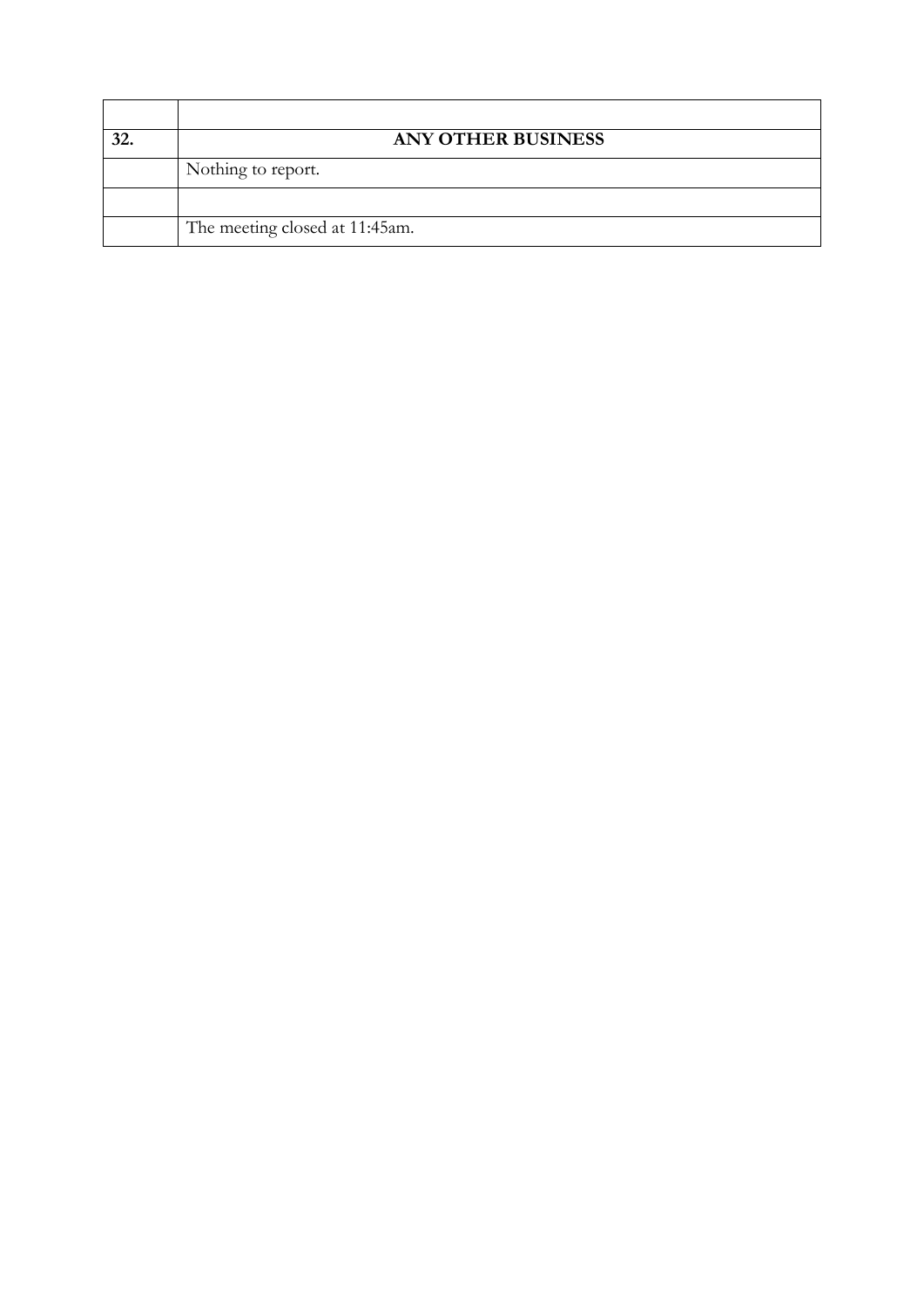| | |
|---|---|
| | |
| **32.** | **ANY OTHER BUSINESS** |
| | Nothing to report. |
| | |
| | The meeting closed at 11:45am. |